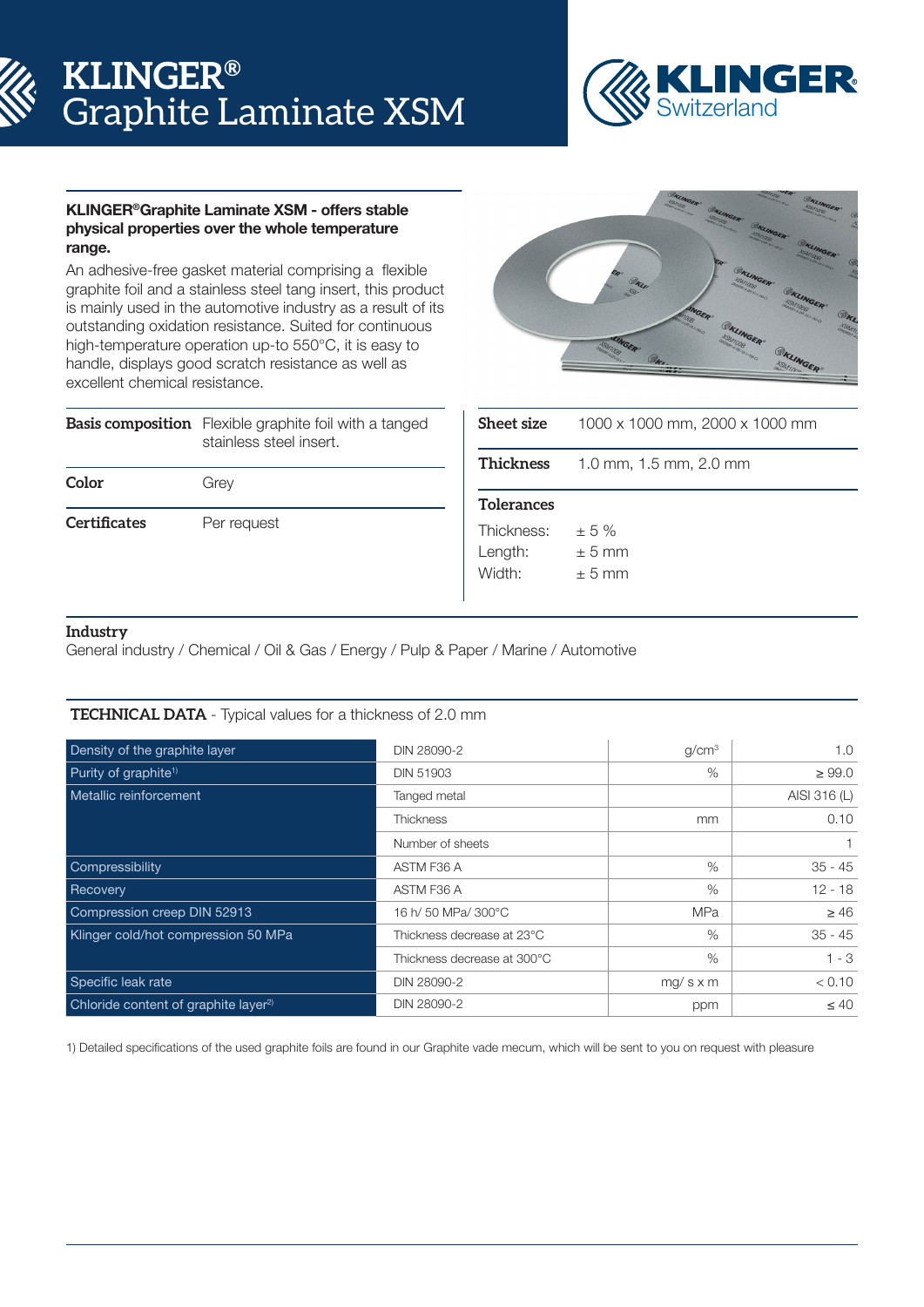# KLINGER® Graphite Laminate XSM

KLINGER Switzerland

**KLINGER®Graphite Laminate XSM - offers stable physical properties over the whole temperature range.**

An adhesive-free gasket material comprising a flexible graphite foil and a stainless steel tang insert, this product is mainly used in the automotive industry as a result of its outstanding oxidation resistance. Suited for continuous high-temperature operation up-to 550°C, it is easy to handle, displays good scratch resistance as well as excellent chemical resistance.

| | |
|---|---|
| **Basis composition** | Flexible graphite foil with a tanged stainless steel insert. |
| **Color** | Grey |
| **Certificates** | Per request |

| | |
|---|---|
| **Sheet size** | 1000 x 1000 mm, 2000 x 1000 mm |
| **Thickness** | 1.0 mm, 1.5 mm, 2.0 mm |

**Tolerances**

| | |
|---|---|
| Thickness: | ± 5 % |
| Length: | ± 5 mm |
| Width: | ± 5 mm |

**Industry**

General industry / Chemical / Oil & Gas / Energy / Pulp & Paper / Marine / Automotive

**TECHNICAL DATA** - Typical values for a thickness of 2.0 mm

| | | | |
|---|---|---|---|
| Density of the graphite layer | DIN 28090-2 | g/cm³ | 1.0 |
| Purity of graphite[1] | DIN 51903 | % | ≥ 99.0 |
| Metallic reinforcement | Tanged metal | | AISI 316 (L) |
| | Thickness | mm | 0.10 |
| | Number of sheets | | 1 |
| Compressibility | ASTM F36 A | % | 35 - 45 |
| Recovery | ASTM F36 A | % | 12 - 18 |
| Compression creep DIN 52913 | 16 h/ 50 MPa/ 300°C | MPa | ≥ 46 |
| Klinger cold/hot compression 50 MPa | Thickness decrease at 23°C | % | 35 - 45 |
| | Thickness decrease at 300°C | % | 1 - 3 |
| Specific leak rate | DIN 28090-2 | mg/ s x m | < 0.10 |
| Chloride content of graphite layer[2] | DIN 28090-2 | ppm | ≤ 40 |

1) Detailed specifications of the used graphite foils are found in our Graphite vade mecum, which will be sent to you on request with pleasure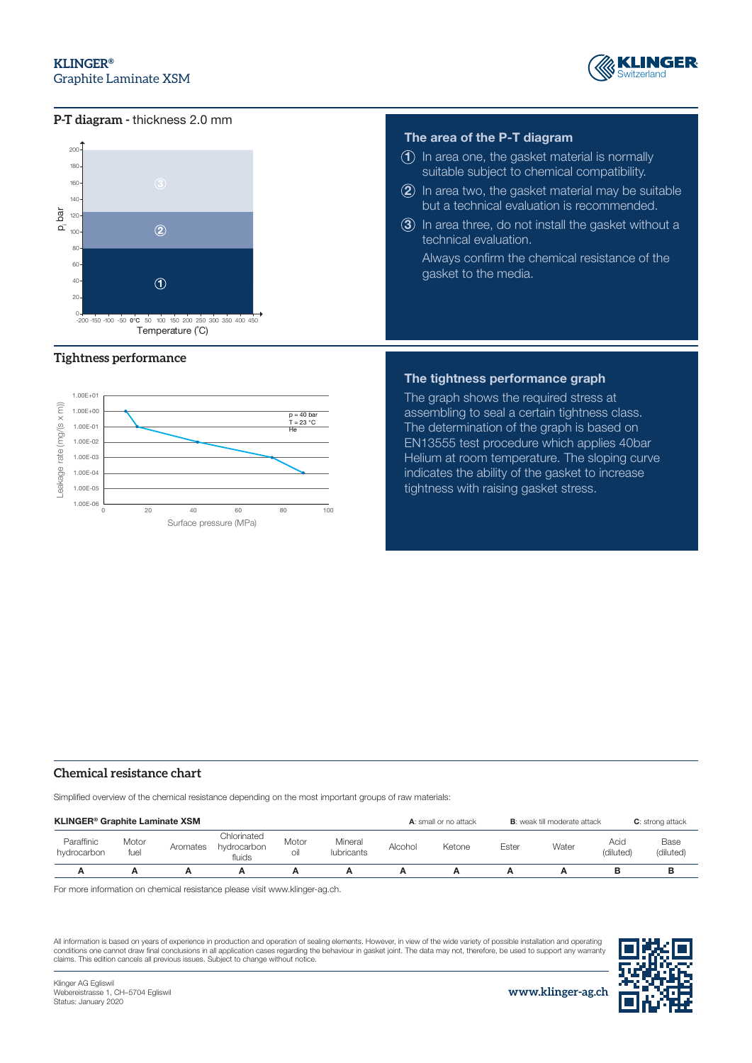**KLINGER®**
Graphite Laminate XSM

## P-T diagram - thickness 2.0 mm

200
180
160
140
120
100
80
60
40
20
0
p, bar
③
②
①
-200 -150 -100 -50 0°C 50 100 150 200 250 300 350 400 450
Temperature (°C)

### The area of the P-T diagram

1. In area one, the gasket material is normally suitable subject to chemical compatibility.
2. In area two, the gasket material may be suitable but a technical evaluation is recommended.
3. In area three, do not install the gasket without a technical evaluation.

   Always confirm the chemical resistance of the gasket to the media.

## Tightness performance

1.00E+01
1.00E+00
1.00E-01
1.00E-02
1.00E-03
1.00E-04
1.00E-05
1.00E-06
Leakage rate (mg/(s x m))
p = 40 bar
T = 23 °C
He
0 20 40 60 80 100
Surface pressure (MPa)

### The tightness performance graph

The graph shows the required stress at assembling to seal a certain tightness class. The determination of the graph is based on EN13555 test procedure which applies 40bar Helium at room temperature. The sloping curve indicates the ability of the gasket to increase tightness with raising gasket stress.

## Chemical resistance chart

Simplified overview of the chemical resistance depending on the most important groups of raw materials:

**KLINGER® Graphite Laminate XSM** — **A**: small or no attack — **B**: weak till moderate attack — **C**: strong attack

| Paraffinic hydrocarbon | Motor fuel | Aromates | Chlorinated hydrocarbon fluids | Motor oil | Mineral lubricants | Alcohol | Ketone | Ester | Water | Acid (diluted) | Base (diluted) |
|---|---|---|---|---|---|---|---|---|---|---|---|
| **A** | **A** | **A** | **A** | **A** | **A** | **A** | **A** | **A** | **A** | **B** | **B** |

For more information on chemical resistance please visit www.klinger-ag.ch.

All information is based on years of experience in production and operation of sealing elements. However, in view of the wide variety of possible installation and operating conditions one cannot draw final conclusions in all application cases regarding the behaviour in gasket joint. The data may not, therefore, be used to support any warranty claims. This edition cancels all previous issues. Subject to change without notice.

Klinger AG Egliswil
Webereistrasse 1, CH–5704 Egliswil
Status: January 2020

**www.klinger-ag.ch**